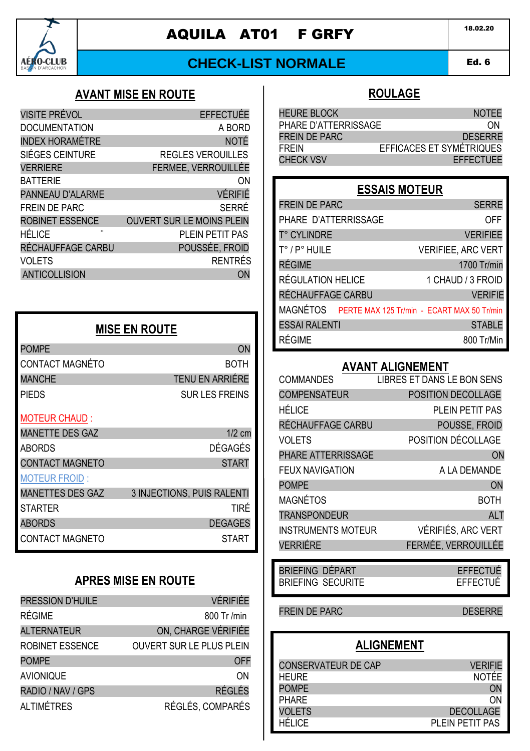# AQUILA AT01 F GRFY

18.02.20

## CHECK-LIST NORMALE

Ed. 6

AÉRO-CLUB BASSIN D'ARCACHON

## AVANT MISE EN ROUTE

| | |
|---|---|
| VISITE PRÉVOL | EFFECTUÉE |
| DOCUMENTATION | A BORD |
| INDEX HORAMÉTRE | NOTÉ |
| SIÉGES CEINTURE | REGLES VEROUILLES |
| VERRIERE | FERMEE, VERROUILLÉE |
| BATTERIE | ON |
| PANNEAU D'ALARME | VÉRIFIÉ |
| FREIN DE PARC | SERRÉ |
| ROBINET ESSENCE | OUVERT SUR LE MOINS PLEIN |
| HÉLICE | PLEIN PETIT PAS |
| RÉCHAUFFAGE CARBU | POUSSÉE, FROID |
| VOLETS | RENTRÉS |
| ANTICOLLISION | ON |

## MISE EN ROUTE

| | |
|---|---|
| POMPE | ON |
| CONTACT MAGNÉTO | BOTH |
| MANCHE | TENU EN ARRIÉRE |
| PIEDS | SUR LES FREINS |

MOTEUR CHAUD :

| | |
|---|---|
| MANETTE DES GAZ | 1/2 cm |
| ABORDS | DÉGAGÉS |
| CONTACT MAGNETO | START |

MOTEUR FROID :

| | |
|---|---|
| MANETTES DES GAZ | 3 INJECTIONS, PUIS RALENTI |
| STARTER | TIRÉ |
| ABORDS | DEGAGES |
| CONTACT MAGNETO | START |

## APRES MISE EN ROUTE

| | |
|---|---|
| PRESSION D'HUILE | VÉRIFIÉE |
| RÉGIME | 800 Tr /min |
| ALTERNATEUR | ON, CHARGE VÉRIFIÉE |
| ROBINET ESSENCE | OUVERT SUR LE PLUS PLEIN |
| POMPE | OFF |
| AVIONIQUE | ON |
| RADIO / NAV / GPS | RÉGLÉS |
| ALTIMÉTRES | RÉGLÉS, COMPARÉS |

## ROULAGE

| | |
|---|---|
| HEURE BLOCK | NOTEE |
| PHARE D'ATTERRISSAGE | ON |
| FREIN DE PARC | DESERRE |
| FREIN | EFFICACES ET SYMÉTRIQUES |
| CHECK VSV | EFFECTUEE |

## ESSAIS MOTEUR

| | |
|---|---|
| FREIN DE PARC | SERRE |
| PHARE D'ATTERRISSAGE | OFF |
| T° CYLINDRE | VERIFIEE |
| T° / P° HUILE | VERIFIEE, ARC VERT |
| RÉGIME | 1700 Tr/min |
| RÉGULATION HELICE | 1 CHAUD / 3 FROID |
| RÉCHAUFFAGE CARBU | VERIFIE |
| MAGNÉTOS | PERTE MAX 125 Tr/min - ECART MAX 50 Tr/min |
| ESSAI RALENTI | STABLE |
| RÉGIME | 800 Tr/Min |

## AVANT ALIGNEMENT

| | |
|---|---|
| COMMANDES | LIBRES ET DANS LE BON SENS |
| COMPENSATEUR | POSITION DECOLLAGE |
| HÉLICE | PLEIN PETIT PAS |
| RÉCHAUFFAGE CARBU | POUSSE, FROID |
| VOLETS | POSITION DÉCOLLAGE |
| PHARE ATTERRISSAGE | ON |
| FEUX NAVIGATION | A LA DEMANDE |
| POMPE | ON |
| MAGNÉTOS | BOTH |
| TRANSPONDEUR | ALT |
| INSTRUMENTS MOTEUR | VÉRIFIÉS, ARC VERT |
| VERRIÉRE | FERMÉE, VERROUILLÉE |

| | |
|---|---|
| BRIEFING DÉPART | EFFECTUÉ |
| BRIEFING SECURITE | EFFECTUÉ |

| | |
|---|---|
| FREIN DE PARC | DESERRE |

## ALIGNEMENT

| | |
|---|---|
| CONSERVATEUR DE CAP | VERIFIE |
| HEURE | NOTÉE |
| POMPE | ON |
| PHARE | ON |
| VOLETS | DECOLLAGE |
| HÉLICE | PLEIN PETIT PAS |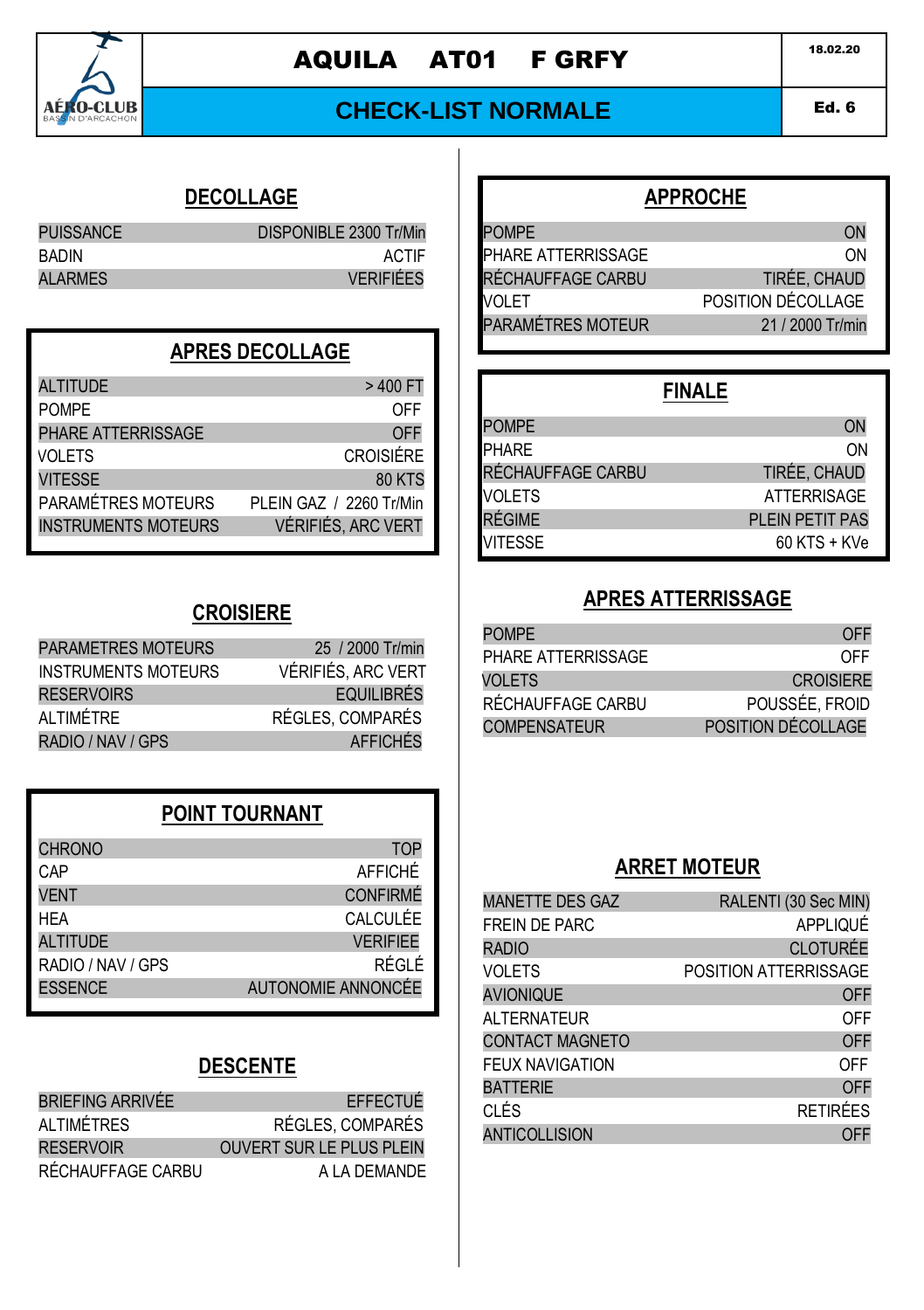# AQUILA AT01 F GRFY

18.02.20

## CHECK-LIST NORMALE

Ed. 6

### DECOLLAGE

| | |
|---|---|
| PUISSANCE | DISPONIBLE 2300 Tr/Min |
| BADIN | ACTIF |
| ALARMES | VERIFIÉES |

### APRES DECOLLAGE

| | |
|---|---|
| ALTITUDE | > 400 FT |
| POMPE | OFF |
| PHARE ATTERRISSAGE | OFF |
| VOLETS | CROISIÈRE |
| VITESSE | 80 KTS |
| PARAMÉTRES MOTEURS | PLEIN GAZ / 2260 Tr/Min |
| INSTRUMENTS MOTEURS | VÉRIFIÉS, ARC VERT |

### CROISIERE

| | |
|---|---|
| PARAMETRES MOTEURS | 25 / 2000 Tr/min |
| INSTRUMENTS MOTEURS | VÉRIFIÉS, ARC VERT |
| RESERVOIRS | EQUILIBRÉS |
| ALTIMÉTRE | RÉGLES, COMPARÉS |
| RADIO / NAV / GPS | AFFICHÉS |

### POINT TOURNANT

| | |
|---|---|
| CHRONO | TOP |
| CAP | AFFICHÉ |
| VENT | CONFIRMÉ |
| HEA | CALCULÉE |
| ALTITUDE | VERIFIEE |
| RADIO / NAV / GPS | RÉGLÉ |
| ESSENCE | AUTONOMIE ANNONCÉE |

### DESCENTE

| | |
|---|---|
| BRIEFING ARRIVÉE | EFFECTUÉ |
| ALTIMÉTRES | RÉGLES, COMPARÉS |
| RESERVOIR | OUVERT SUR LE PLUS PLEIN |
| RÉCHAUFFAGE CARBU | A LA DEMANDE |

### APPROCHE

| | |
|---|---|
| POMPE | ON |
| PHARE ATTERRISSAGE | ON |
| RÉCHAUFFAGE CARBU | TIRÉE, CHAUD |
| VOLET | POSITION DÉCOLLAGE |
| PARAMÉTRES MOTEUR | 21 / 2000 Tr/min |

### FINALE

| | |
|---|---|
| POMPE | ON |
| PHARE | ON |
| RÉCHAUFFAGE CARBU | TIRÉE, CHAUD |
| VOLETS | ATTERRISSAGE |
| RÉGIME | PLEIN PETIT PAS |
| VITESSE | 60 KTS + KVe |

### APRES ATTERRISSAGE

| | |
|---|---|
| POMPE | OFF |
| PHARE ATTERRISSAGE | OFF |
| VOLETS | CROISIERE |
| RÉCHAUFFAGE CARBU | POUSSÉE, FROID |
| COMPENSATEUR | POSITION DÉCOLLAGE |

### ARRET MOTEUR

| | |
|---|---|
| MANETTE DES GAZ | RALENTI (30 Sec MIN) |
| FREIN DE PARC | APPLIQUÉ |
| RADIO | CLOTURÉE |
| VOLETS | POSITION ATTERRISSAGE |
| AVIONIQUE | OFF |
| ALTERNATEUR | OFF |
| CONTACT MAGNETO | OFF |
| FEUX NAVIGATION | OFF |
| BATTERIE | OFF |
| CLÉS | RETIRÉES |
| ANTICOLLISION | OFF |